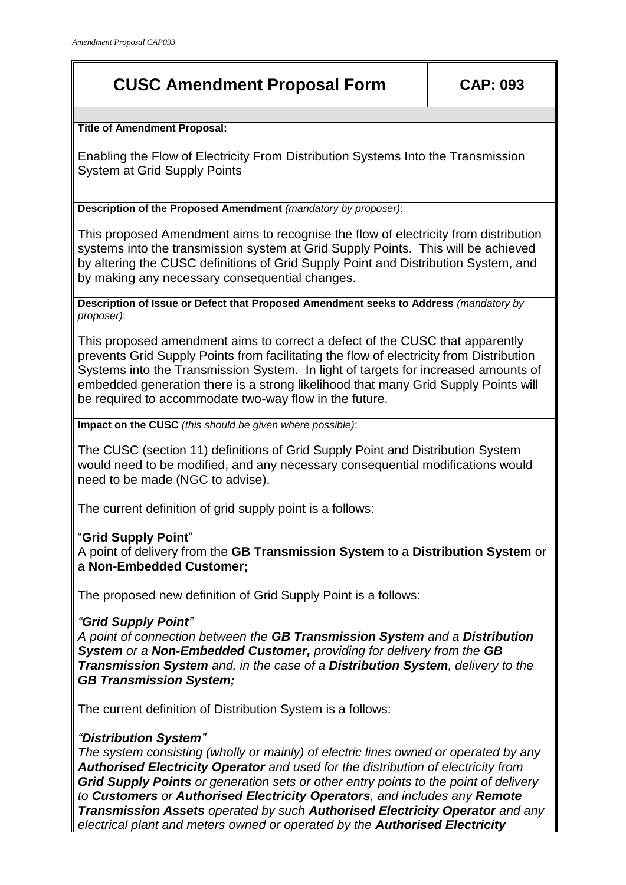# CUSC Amendment Proposal Form

**CAP: 093**

**Title of Amendment Proposal:**

Enabling the Flow of Electricity From Distribution Systems Into the Transmission System at Grid Supply Points

**Description of the Proposed Amendment** *(mandatory by proposer)*:

This proposed Amendment aims to recognise the flow of electricity from distribution systems into the transmission system at Grid Supply Points. This will be achieved by altering the CUSC definitions of Grid Supply Point and Distribution System, and by making any necessary consequential changes.

**Description of Issue or Defect that Proposed Amendment seeks to Address** *(mandatory by proposer)*:

This proposed amendment aims to correct a defect of the CUSC that apparently prevents Grid Supply Points from facilitating the flow of electricity from Distribution Systems into the Transmission System. In light of targets for increased amounts of embedded generation there is a strong likelihood that many Grid Supply Points will be required to accommodate two-way flow in the future.

**Impact on the CUSC** *(this should be given where possible)*:

The CUSC (section 11) definitions of Grid Supply Point and Distribution System would need to be modified, and any necessary consequential modifications would need to be made (NGC to advise).

The current definition of grid supply point is a follows:

"**Grid Supply Point**"
A point of delivery from the **GB Transmission System** to a **Distribution System** or a **Non-Embedded Customer;**

The proposed new definition of Grid Supply Point is a follows:

*"**Grid Supply Point**"*
*A point of connection between the **GB Transmission System** and a **Distribution System** or a **Non-Embedded Customer,** providing for delivery from the **GB Transmission System** and, in the case of a **Distribution System**, delivery to the **GB Transmission System;***

The current definition of Distribution System is a follows:

*"**Distribution System**"*
*The system consisting (wholly or mainly) of electric lines owned or operated by any **Authorised Electricity Operator** and used for the distribution of electricity from **Grid Supply Points** or generation sets or other entry points to the point of delivery to **Customers** or **Authorised Electricity Operators**, and includes any **Remote Transmission Assets** operated by such **Authorised Electricity Operator** and any electrical plant and meters owned or operated by the **Authorised Electricity***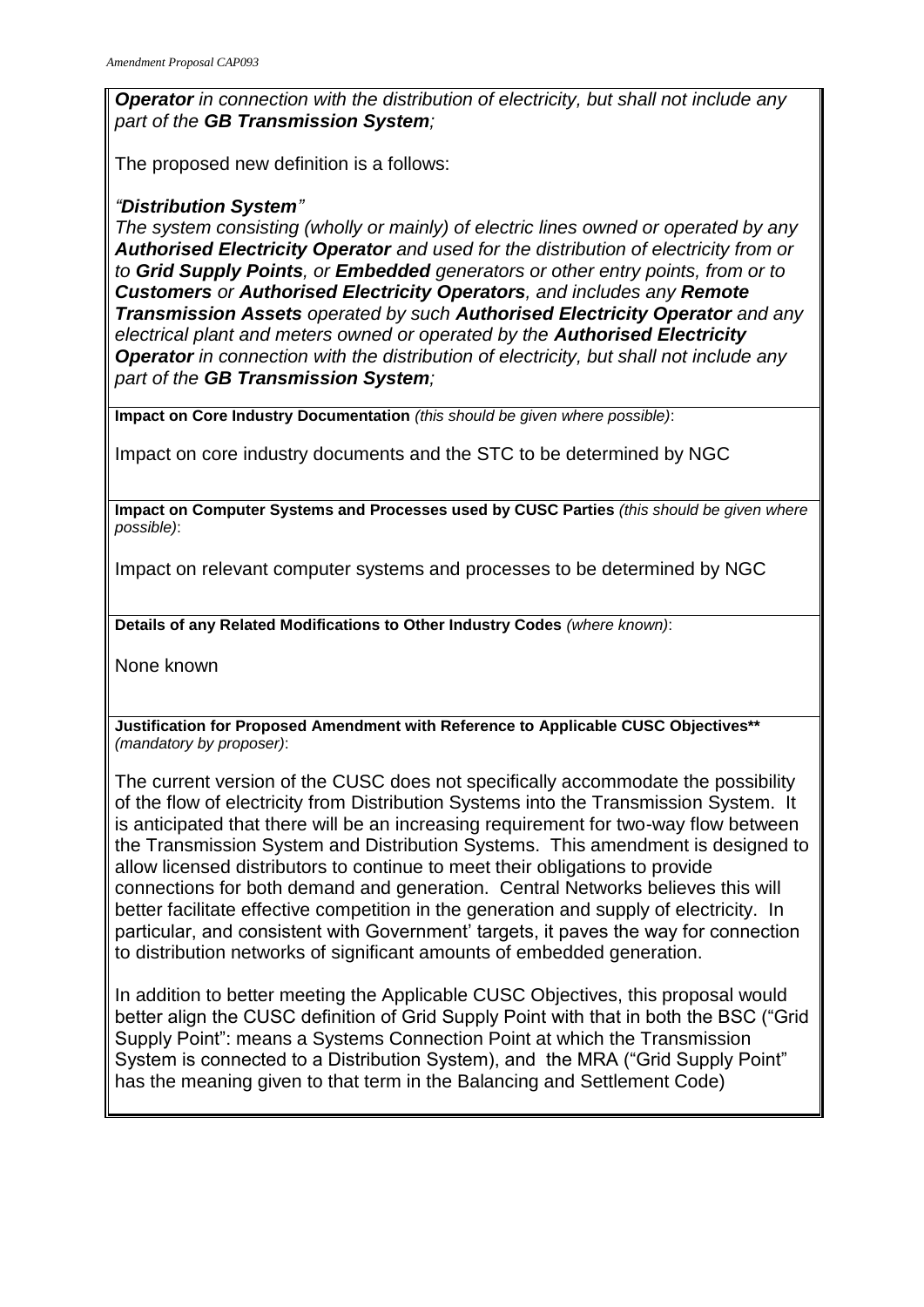***Operator** in connection with the distribution of electricity, but shall not include any part of the **GB Transmission System**;*

The proposed new definition is a follows:

*"**Distribution System**"*

*The system consisting (wholly or mainly) of electric lines owned or operated by any **Authorised Electricity Operator** and used for the distribution of electricity from or to **Grid Supply Points**, or **Embedded** generators or other entry points, from or to **Customers** or **Authorised Electricity Operators**, and includes any **Remote Transmission Assets** operated by such **Authorised Electricity Operator** and any electrical plant and meters owned or operated by the **Authorised Electricity Operator** in connection with the distribution of electricity, but shall not include any part of the **GB Transmission System**;*

**Impact on Core Industry Documentation** *(this should be given where possible)*:

Impact on core industry documents and the STC to be determined by NGC

**Impact on Computer Systems and Processes used by CUSC Parties** *(this should be given where possible)*:

Impact on relevant computer systems and processes to be determined by NGC

**Details of any Related Modifications to Other Industry Codes** *(where known)*:

None known

**Justification for Proposed Amendment with Reference to Applicable CUSC Objectives**** *(mandatory by proposer)*:

The current version of the CUSC does not specifically accommodate the possibility of the flow of electricity from Distribution Systems into the Transmission System. It is anticipated that there will be an increasing requirement for two-way flow between the Transmission System and Distribution Systems. This amendment is designed to allow licensed distributors to continue to meet their obligations to provide connections for both demand and generation. Central Networks believes this will better facilitate effective competition in the generation and supply of electricity. In particular, and consistent with Government' targets, it paves the way for connection to distribution networks of significant amounts of embedded generation.

In addition to better meeting the Applicable CUSC Objectives, this proposal would better align the CUSC definition of Grid Supply Point with that in both the BSC ("Grid Supply Point": means a Systems Connection Point at which the Transmission System is connected to a Distribution System), and the MRA ("Grid Supply Point" has the meaning given to that term in the Balancing and Settlement Code)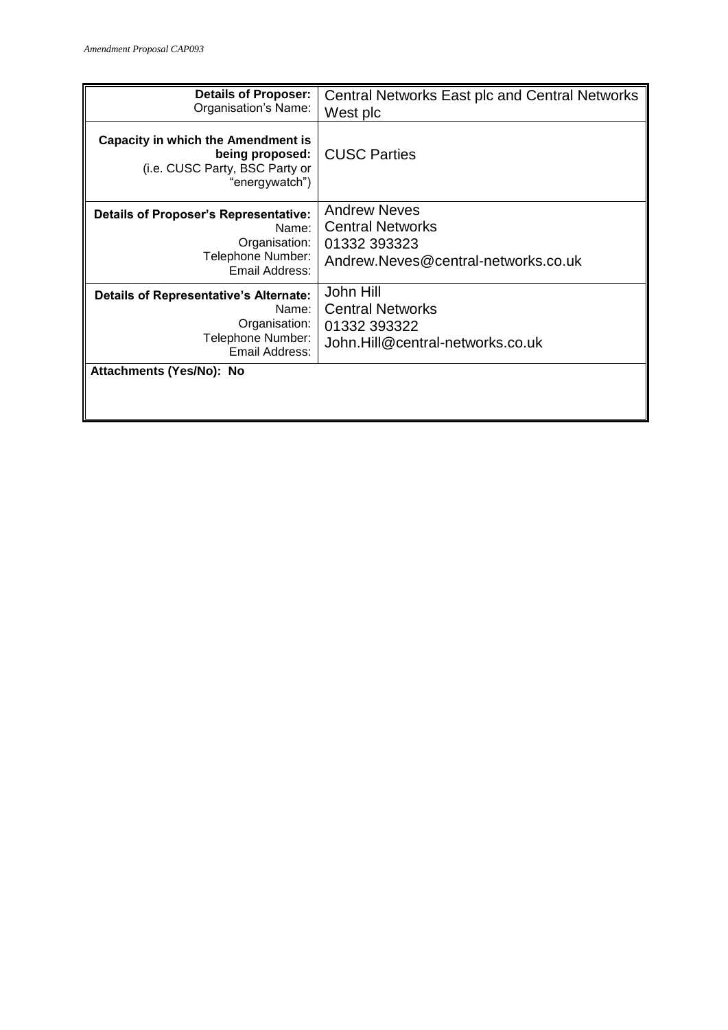| | |
|---|---|
| **Details of Proposer:**<br>Organisation's Name: | Central Networks East plc and Central Networks West plc |
| **Capacity in which the Amendment is being proposed:**<br>(i.e. CUSC Party, BSC Party or "energywatch") | CUSC Parties |
| **Details of Proposer's Representative:**<br>Name:<br>Organisation:<br>Telephone Number:<br>Email Address: | Andrew Neves<br>Central Networks<br>01332 393323<br>Andrew.Neves@central-networks.co.uk |
| **Details of Representative's Alternate:**<br>Name:<br>Organisation:<br>Telephone Number:<br>Email Address: | John Hill<br>Central Networks<br>01332 393322<br>John.Hill@central-networks.co.uk |
| **Attachments (Yes/No): No** | |